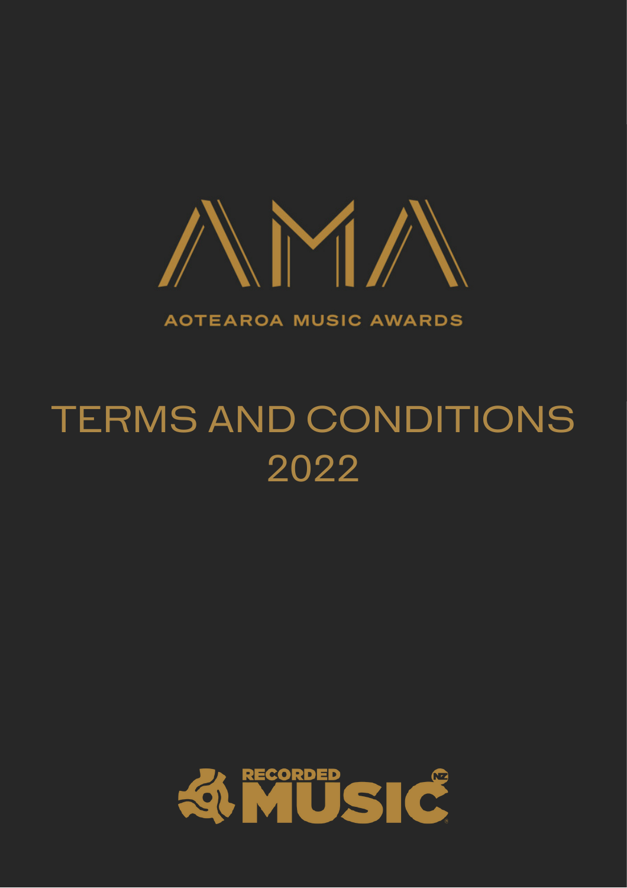# AMA

AOTEAROA MUSIC AWARDS

# TERMS AND CONDITIONS 2022

RECORDED MUSIC NZ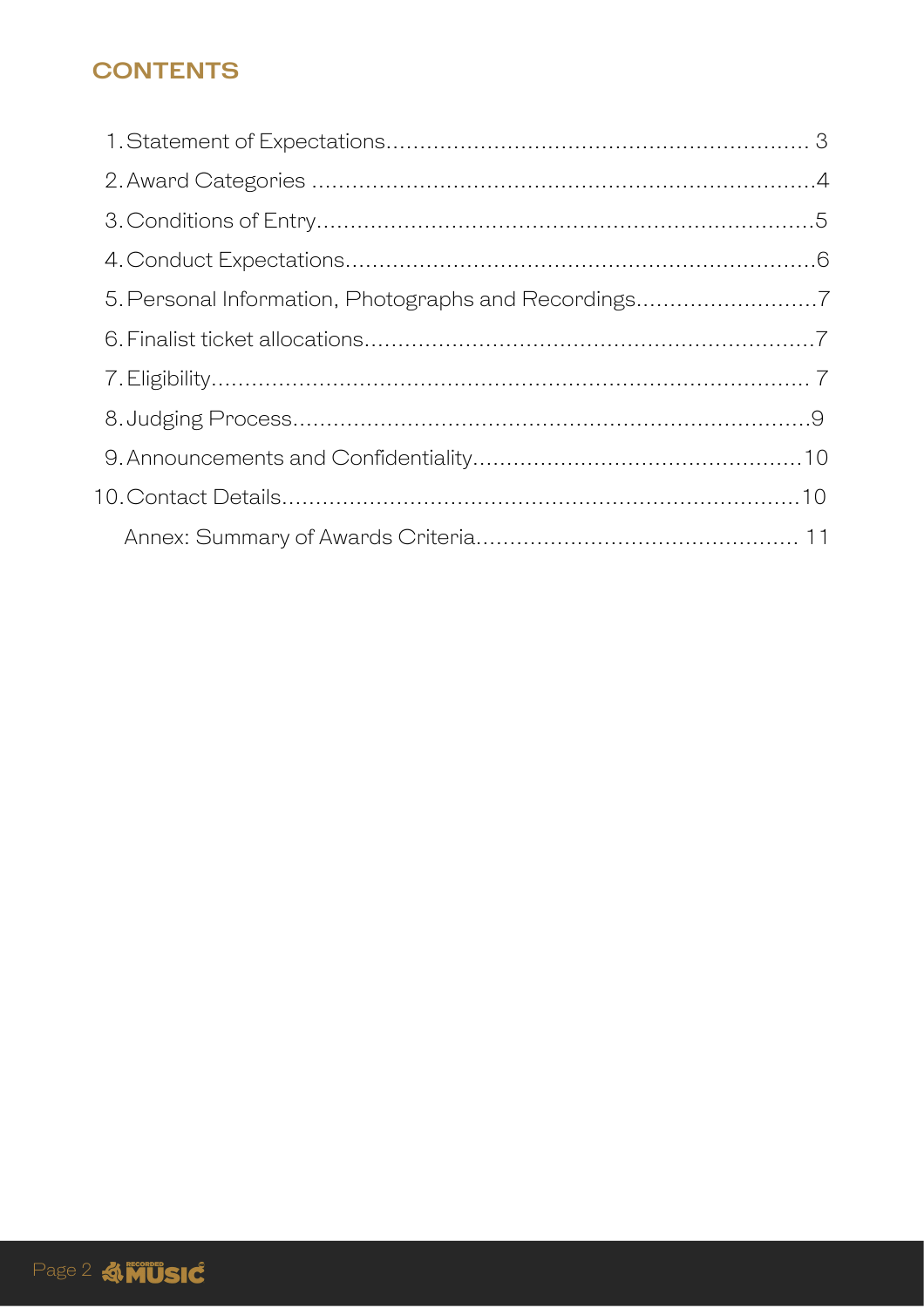## CONTENTS

1. Statement of Expectations.............................................................. 3
2. Award Categories ..........................................................................4
3. Conditions of Entry.........................................................................5
4. Conduct Expectations.....................................................................6
5. Personal Information, Photographs and Recordings...........................7
6. Finalist ticket allocations..................................................................7
7. Eligibility......................................................................................... 7
8. Judging Process............................................................................9
9. Announcements and Confidentiality................................................10
10. Contact Details............................................................................10

Annex: Summary of Awards Criteria............................................... 11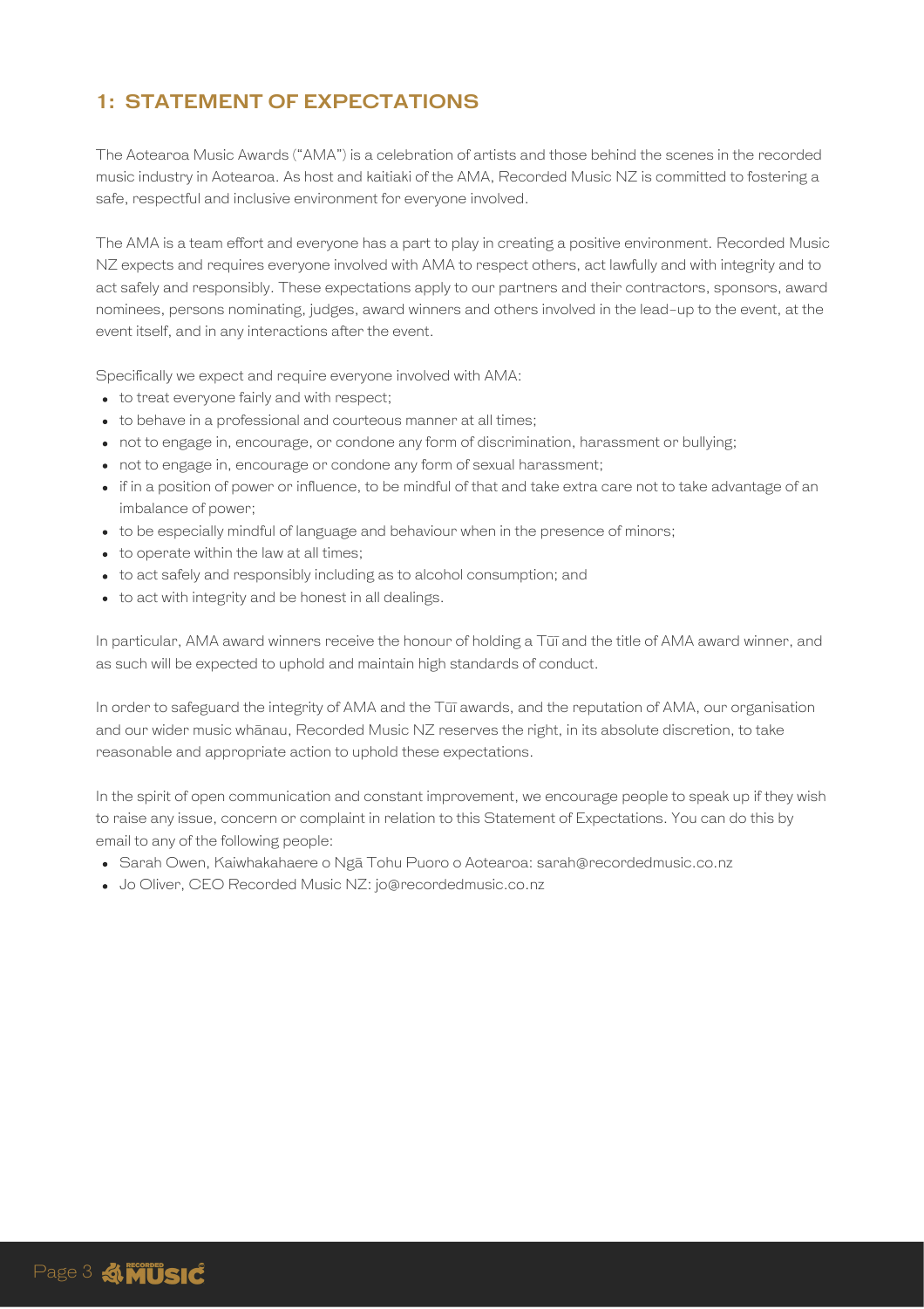## 1: STATEMENT OF EXPECTATIONS

The Aotearoa Music Awards ("AMA") is a celebration of artists and those behind the scenes in the recorded music industry in Aotearoa. As host and kaitiaki of the AMA, Recorded Music NZ is committed to fostering a safe, respectful and inclusive environment for everyone involved.

The AMA is a team effort and everyone has a part to play in creating a positive environment. Recorded Music NZ expects and requires everyone involved with AMA to respect others, act lawfully and with integrity and to act safely and responsibly. These expectations apply to our partners and their contractors, sponsors, award nominees, persons nominating, judges, award winners and others involved in the lead-up to the event, at the event itself, and in any interactions after the event.

Specifically we expect and require everyone involved with AMA:

- to treat everyone fairly and with respect;
- to behave in a professional and courteous manner at all times;
- not to engage in, encourage, or condone any form of discrimination, harassment or bullying;
- not to engage in, encourage or condone any form of sexual harassment;
- if in a position of power or influence, to be mindful of that and take extra care not to take advantage of an imbalance of power;
- to be especially mindful of language and behaviour when in the presence of minors;
- to operate within the law at all times;
- to act safely and responsibly including as to alcohol consumption; and
- to act with integrity and be honest in all dealings.

In particular, AMA award winners receive the honour of holding a Tūī and the title of AMA award winner, and as such will be expected to uphold and maintain high standards of conduct.

In order to safeguard the integrity of AMA and the Tūī awards, and the reputation of AMA, our organisation and our wider music whānau, Recorded Music NZ reserves the right, in its absolute discretion, to take reasonable and appropriate action to uphold these expectations.

In the spirit of open communication and constant improvement, we encourage people to speak up if they wish to raise any issue, concern or complaint in relation to this Statement of Expectations. You can do this by email to any of the following people:

- Sarah Owen, Kaiwhakahaere o Ngā Tohu Puoro o Aotearoa: sarah@recordedmusic.co.nz
- Jo Oliver, CEO Recorded Music NZ: jo@recordedmusic.co.nz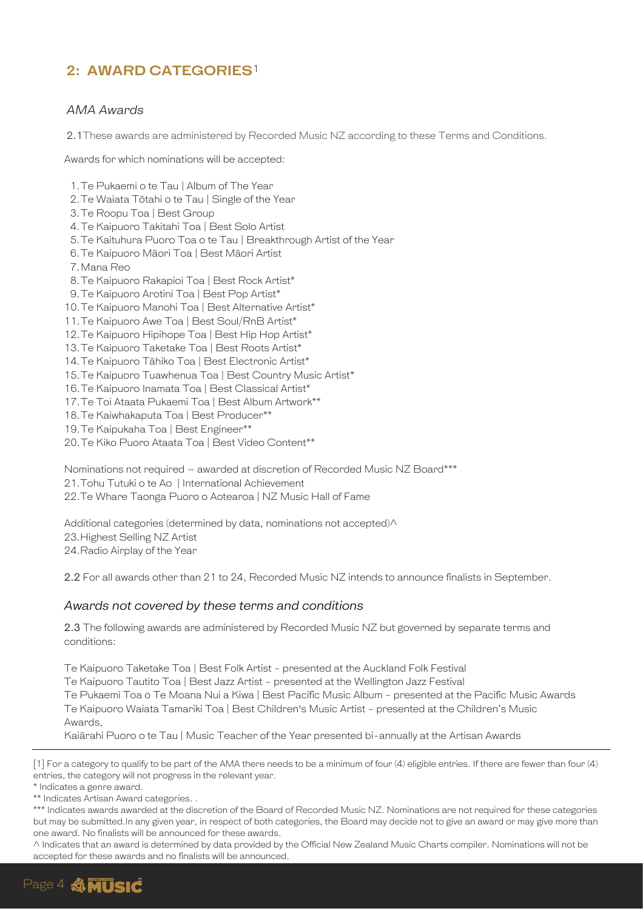## 2: AWARD CATEGORIES[1]

### *AMA Awards*

2.1 These awards are administered by Recorded Music NZ according to these Terms and Conditions.

Awards for which nominations will be accepted:

1. Te Pukaemi o te Tau | Album of The Year
2. Te Waiata Tōtahi o te Tau | Single of the Year
3. Te Roopu Toa | Best Group
4. Te Kaipuoro Takitahi Toa | Best Solo Artist
5. Te Kaituhura Puoro Toa o te Tau | Breakthrough Artist of the Year
6. Te Kaipuoro Māori Toa | Best Māori Artist
7. Mana Reo
8. Te Kaipuoro Rakapioi Toa | Best Rock Artist*
9. Te Kaipuoro Arotini Toa | Best Pop Artist*
10. Te Kaipuoro Manohi Toa | Best Alternative Artist*
11. Te Kaipuoro Awe Toa | Best Soul/RnB Artist*
12. Te Kaipuoro Hipihope Toa | Best Hip Hop Artist*
13. Te Kaipuoro Taketake Toa | Best Roots Artist*
14. Te Kaipuoro Tāhiko Toa | Best Electronic Artist*
15. Te Kaipuoro Tuawhenua Toa | Best Country Music Artist*
16. Te Kaipuoro Inamata Toa | Best Classical Artist*
17. Te Toi Ataata Pukaemi Toa | Best Album Artwork**
18. Te Kaiwhakaputa Toa | Best Producer**
19. Te Kaipukaha Toa | Best Engineer**
20. Te Kiko Puoro Ataata Toa | Best Video Content**

Nominations not required – awarded at discretion of Recorded Music NZ Board***

21. Tohu Tutuki o te Ao | International Achievement
22. Te Whare Taonga Puoro o Aotearoa | NZ Music Hall of Fame

Additional categories (determined by data, nominations not accepted)^

23. Highest Selling NZ Artist
24. Radio Airplay of the Year

2.2 For all awards other than 21 to 24, Recorded Music NZ intends to announce finalists in September.

### *Awards not covered by these terms and conditions*

2.3 The following awards are administered by Recorded Music NZ but governed by separate terms and conditions:

Te Kaipuoro Taketake Toa | Best Folk Artist - presented at the Auckland Folk Festival
Te Kaipuoro Tautito Toa | Best Jazz Artist - presented at the Wellington Jazz Festival
Te Pukaemi Toa o Te Moana Nui a Kiwa | Best Pacific Music Album - presented at the Pacific Music Awards
Te Kaipuoro Waiata Tamariki Toa | Best Children's Music Artist - presented at the Children's Music Awards,
Kaiārahi Puoro o te Tau | Music Teacher of the Year presented bi-annually at the Artisan Awards

---

[1] For a category to qualify to be part of the AMA there needs to be a minimum of four (4) eligible entries. If there are fewer than four (4) entries, the category will not progress in the relevant year.

\* Indicates a genre award.

** Indicates Artisan Award categories. .

*** Indicates awards awarded at the discretion of the Board of Recorded Music NZ. Nominations are not required for these categories but may be submitted.In any given year, in respect of both categories, the Board may decide not to give an award or may give more than one award. No finalists will be announced for these awards.

^ Indicates that an award is determined by data provided by the Official New Zealand Music Charts compiler. Nominations will not be accepted for these awards and no finalists will be announced.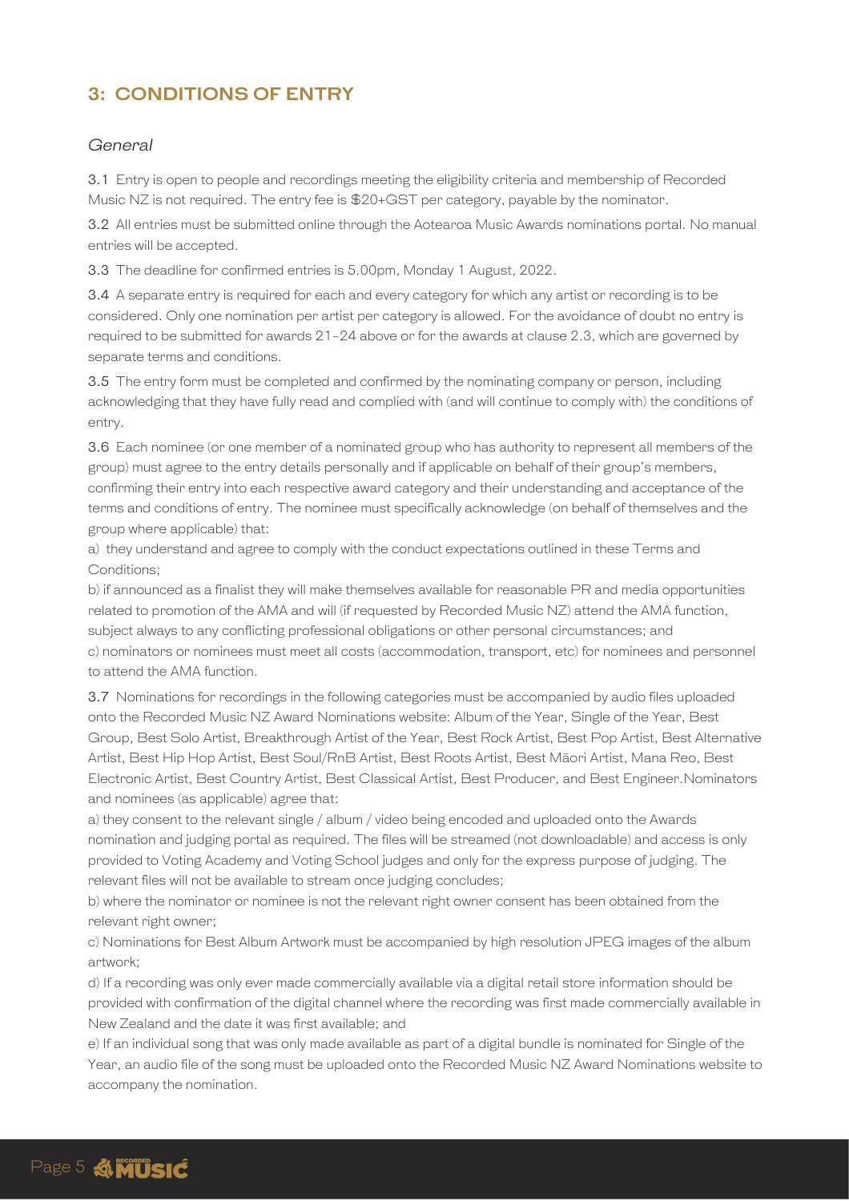## 3: CONDITIONS OF ENTRY

### *General*

3.1 Entry is open to people and recordings meeting the eligibility criteria and membership of Recorded Music NZ is not required. The entry fee is $20+GST per category, payable by the nominator.

3.2 All entries must be submitted online through the Aotearoa Music Awards nominations portal. No manual entries will be accepted.

3.3 The deadline for confirmed entries is 5.00pm, Monday 1 August, 2022.

3.4 A separate entry is required for each and every category for which any artist or recording is to be considered. Only one nomination per artist per category is allowed. For the avoidance of doubt no entry is required to be submitted for awards 21-24 above or for the awards at clause 2.3, which are governed by separate terms and conditions.

3.5 The entry form must be completed and confirmed by the nominating company or person, including acknowledging that they have fully read and complied with (and will continue to comply with) the conditions of entry.

3.6 Each nominee (or one member of a nominated group who has authority to represent all members of the group) must agree to the entry details personally and if applicable on behalf of their group's members, confirming their entry into each respective award category and their understanding and acceptance of the terms and conditions of entry. The nominee must specifically acknowledge (on behalf of themselves and the group where applicable) that:

a) they understand and agree to comply with the conduct expectations outlined in these Terms and Conditions;

b) if announced as a finalist they will make themselves available for reasonable PR and media opportunities related to promotion of the AMA and will (if requested by Recorded Music NZ) attend the AMA function, subject always to any conflicting professional obligations or other personal circumstances; and

c) nominators or nominees must meet all costs (accommodation, transport, etc) for nominees and personnel to attend the AMA function.

3.7 Nominations for recordings in the following categories must be accompanied by audio files uploaded onto the Recorded Music NZ Award Nominations website: Album of the Year, Single of the Year, Best Group, Best Solo Artist, Breakthrough Artist of the Year, Best Rock Artist, Best Pop Artist, Best Alternative Artist, Best Hip Hop Artist, Best Soul/RnB Artist, Best Roots Artist, Best Māori Artist, Mana Reo, Best Electronic Artist, Best Country Artist, Best Classical Artist, Best Producer, and Best Engineer.Nominators and nominees (as applicable) agree that:

a) they consent to the relevant single / album / video being encoded and uploaded onto the Awards nomination and judging portal as required. The files will be streamed (not downloadable) and access is only provided to Voting Academy and Voting School judges and only for the express purpose of judging. The relevant files will not be available to stream once judging concludes;

b) where the nominator or nominee is not the relevant right owner consent has been obtained from the relevant right owner;

c) Nominations for Best Album Artwork must be accompanied by high resolution JPEG images of the album artwork;

d) If a recording was only ever made commercially available via a digital retail store information should be provided with confirmation of the digital channel where the recording was first made commercially available in New Zealand and the date it was first available; and

e) If an individual song that was only made available as part of a digital bundle is nominated for Single of the Year, an audio file of the song must be uploaded onto the Recorded Music NZ Award Nominations website to accompany the nomination.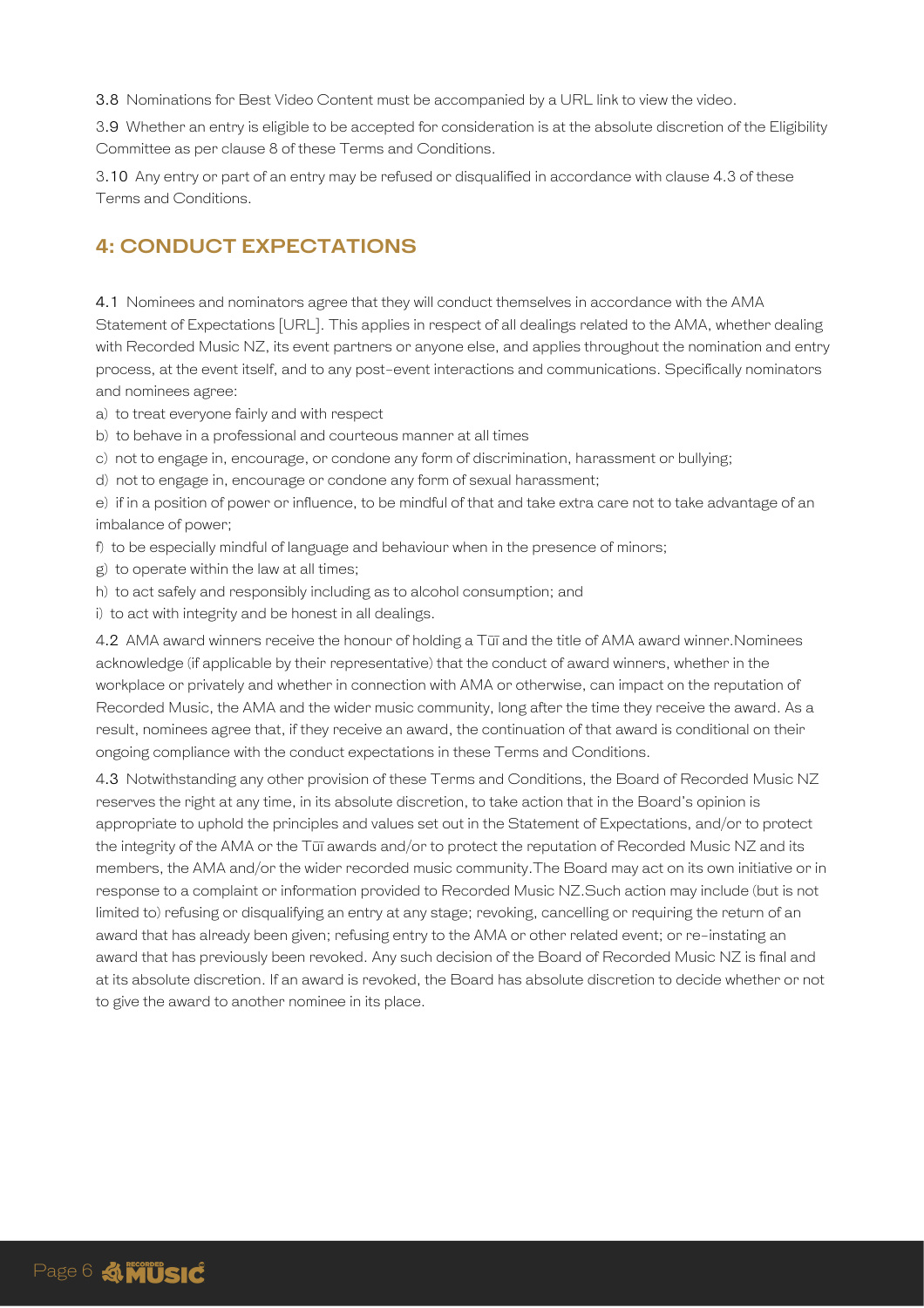3.8 Nominations for Best Video Content must be accompanied by a URL link to view the video.

3.9 Whether an entry is eligible to be accepted for consideration is at the absolute discretion of the Eligibility Committee as per clause 8 of these Terms and Conditions.

3.10 Any entry or part of an entry may be refused or disqualified in accordance with clause 4.3 of these Terms and Conditions.

## 4: CONDUCT EXPECTATIONS

4.1 Nominees and nominators agree that they will conduct themselves in accordance with the AMA Statement of Expectations [URL]. This applies in respect of all dealings related to the AMA, whether dealing with Recorded Music NZ, its event partners or anyone else, and applies throughout the nomination and entry process, at the event itself, and to any post-event interactions and communications. Specifically nominators and nominees agree:

a) to treat everyone fairly and with respect

b) to behave in a professional and courteous manner at all times

c) not to engage in, encourage, or condone any form of discrimination, harassment or bullying;

d) not to engage in, encourage or condone any form of sexual harassment;

e) if in a position of power or influence, to be mindful of that and take extra care not to take advantage of an imbalance of power;

f) to be especially mindful of language and behaviour when in the presence of minors;

g) to operate within the law at all times;

h) to act safely and responsibly including as to alcohol consumption; and

i) to act with integrity and be honest in all dealings.

4.2 AMA award winners receive the honour of holding a Tūī and the title of AMA award winner.Nominees acknowledge (if applicable by their representative) that the conduct of award winners, whether in the workplace or privately and whether in connection with AMA or otherwise, can impact on the reputation of Recorded Music, the AMA and the wider music community, long after the time they receive the award. As a result, nominees agree that, if they receive an award, the continuation of that award is conditional on their ongoing compliance with the conduct expectations in these Terms and Conditions.

4.3 Notwithstanding any other provision of these Terms and Conditions, the Board of Recorded Music NZ reserves the right at any time, in its absolute discretion, to take action that in the Board's opinion is appropriate to uphold the principles and values set out in the Statement of Expectations, and/or to protect the integrity of the AMA or the Tūī awards and/or to protect the reputation of Recorded Music NZ and its members, the AMA and/or the wider recorded music community.The Board may act on its own initiative or in response to a complaint or information provided to Recorded Music NZ.Such action may include (but is not limited to) refusing or disqualifying an entry at any stage; revoking, cancelling or requiring the return of an award that has already been given; refusing entry to the AMA or other related event; or re-instating an award that has previously been revoked. Any such decision of the Board of Recorded Music NZ is final and at its absolute discretion. If an award is revoked, the Board has absolute discretion to decide whether or not to give the award to another nominee in its place.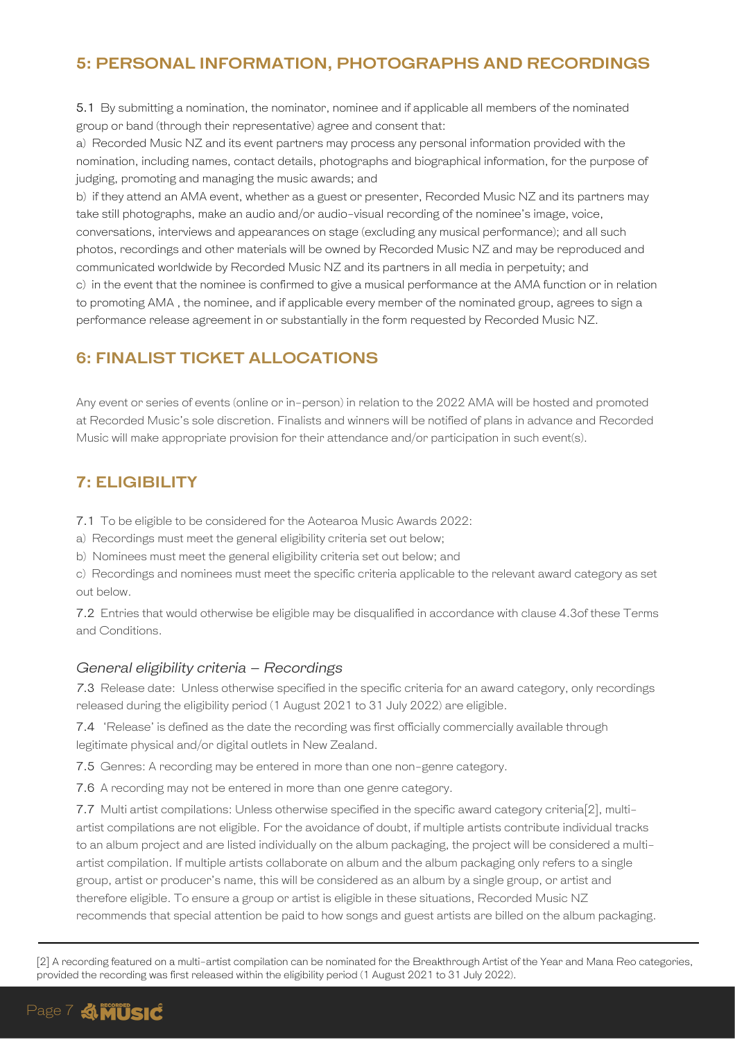## 5: PERSONAL INFORMATION, PHOTOGRAPHS AND RECORDINGS

5.1 By submitting a nomination, the nominator, nominee and if applicable all members of the nominated group or band (through their representative) agree and consent that:

a) Recorded Music NZ and its event partners may process any personal information provided with the nomination, including names, contact details, photographs and biographical information, for the purpose of judging, promoting and managing the music awards; and

b) if they attend an AMA event, whether as a guest or presenter, Recorded Music NZ and its partners may take still photographs, make an audio and/or audio-visual recording of the nominee's image, voice, conversations, interviews and appearances on stage (excluding any musical performance); and all such photos, recordings and other materials will be owned by Recorded Music NZ and may be reproduced and communicated worldwide by Recorded Music NZ and its partners in all media in perpetuity; and

c) in the event that the nominee is confirmed to give a musical performance at the AMA function or in relation to promoting AMA , the nominee, and if applicable every member of the nominated group, agrees to sign a performance release agreement in or substantially in the form requested by Recorded Music NZ.

## 6: FINALIST TICKET ALLOCATIONS

Any event or series of events (online or in-person) in relation to the 2022 AMA will be hosted and promoted at Recorded Music's sole discretion. Finalists and winners will be notified of plans in advance and Recorded Music will make appropriate provision for their attendance and/or participation in such event(s).

## 7: ELIGIBILITY

7.1 To be eligible to be considered for the Aotearoa Music Awards 2022:

a) Recordings must meet the general eligibility criteria set out below;

b) Nominees must meet the general eligibility criteria set out below; and

c) Recordings and nominees must meet the specific criteria applicable to the relevant award category as set out below.

7.2 Entries that would otherwise be eligible may be disqualified in accordance with clause 4.3of these Terms and Conditions.

### *General eligibility criteria – Recordings*

7.3 Release date: Unless otherwise specified in the specific criteria for an award category, only recordings released during the eligibility period (1 August 2021 to 31 July 2022) are eligible.

7.4 'Release' is defined as the date the recording was first officially commercially available through legitimate physical and/or digital outlets in New Zealand.

7.5 Genres: A recording may be entered in more than one non-genre category.

7.6 A recording may not be entered in more than one genre category.

7.7 Multi artist compilations: Unless otherwise specified in the specific award category criteria[2], multi-artist compilations are not eligible. For the avoidance of doubt, if multiple artists contribute individual tracks to an album project and are listed individually on the album packaging, the project will be considered a multi-artist compilation. If multiple artists collaborate on album and the album packaging only refers to a single group, artist or producer's name, this will be considered as an album by a single group, or artist and therefore eligible. To ensure a group or artist is eligible in these situations, Recorded Music NZ recommends that special attention be paid to how songs and guest artists are billed on the album packaging.

---

[2] A recording featured on a multi-artist compilation can be nominated for the Breakthrough Artist of the Year and Mana Reo categories, provided the recording was first released within the eligibility period (1 August 2021 to 31 July 2022).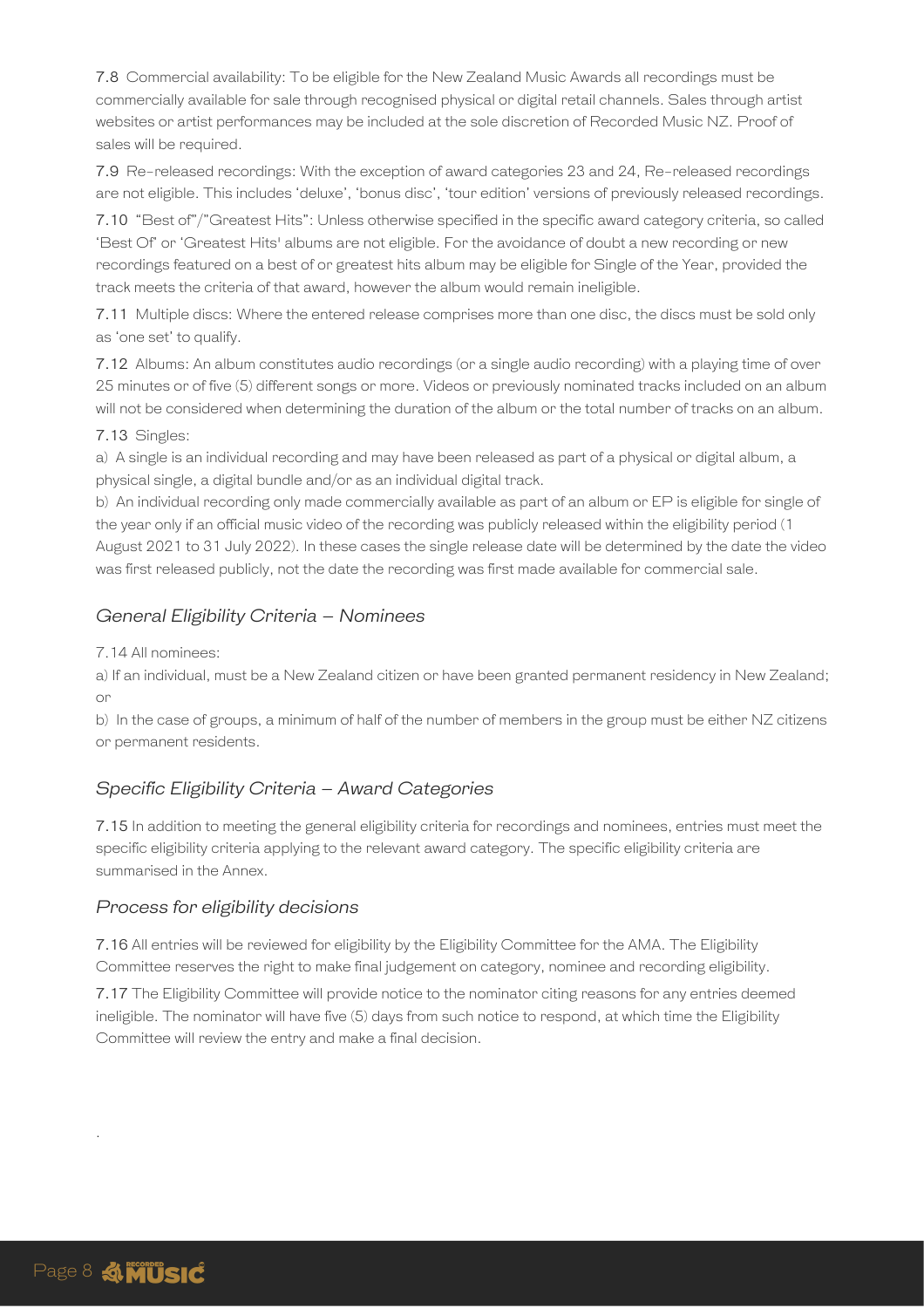7.8 Commercial availability: To be eligible for the New Zealand Music Awards all recordings must be commercially available for sale through recognised physical or digital retail channels. Sales through artist websites or artist performances may be included at the sole discretion of Recorded Music NZ. Proof of sales will be required.

7.9 Re-released recordings: With the exception of award categories 23 and 24, Re-released recordings are not eligible. This includes 'deluxe', 'bonus disc', 'tour edition' versions of previously released recordings.

7.10 "Best of"/"Greatest Hits": Unless otherwise specified in the specific award category criteria, so called 'Best Of' or 'Greatest Hits' albums are not eligible. For the avoidance of doubt a new recording or new recordings featured on a best of or greatest hits album may be eligible for Single of the Year, provided the track meets the criteria of that award, however the album would remain ineligible.

7.11 Multiple discs: Where the entered release comprises more than one disc, the discs must be sold only as 'one set' to qualify.

7.12 Albums: An album constitutes audio recordings (or a single audio recording) with a playing time of over 25 minutes or of five (5) different songs or more. Videos or previously nominated tracks included on an album will not be considered when determining the duration of the album or the total number of tracks on an album.

7.13 Singles:

a) A single is an individual recording and may have been released as part of a physical or digital album, a physical single, a digital bundle and/or as an individual digital track.

b) An individual recording only made commercially available as part of an album or EP is eligible for single of the year only if an official music video of the recording was publicly released within the eligibility period (1 August 2021 to 31 July 2022). In these cases the single release date will be determined by the date the video was first released publicly, not the date the recording was first made available for commercial sale.

### *General Eligibility Criteria – Nominees*

7.14 All nominees:

a) If an individual, must be a New Zealand citizen or have been granted permanent residency in New Zealand; or

b) In the case of groups, a minimum of half of the number of members in the group must be either NZ citizens or permanent residents.

### *Specific Eligibility Criteria – Award Categories*

7.15 In addition to meeting the general eligibility criteria for recordings and nominees, entries must meet the specific eligibility criteria applying to the relevant award category. The specific eligibility criteria are summarised in the Annex.

### *Process for eligibility decisions*

7.16 All entries will be reviewed for eligibility by the Eligibility Committee for the AMA. The Eligibility Committee reserves the right to make final judgement on category, nominee and recording eligibility.

7.17 The Eligibility Committee will provide notice to the nominator citing reasons for any entries deemed ineligible. The nominator will have five (5) days from such notice to respond, at which time the Eligibility Committee will review the entry and make a final decision.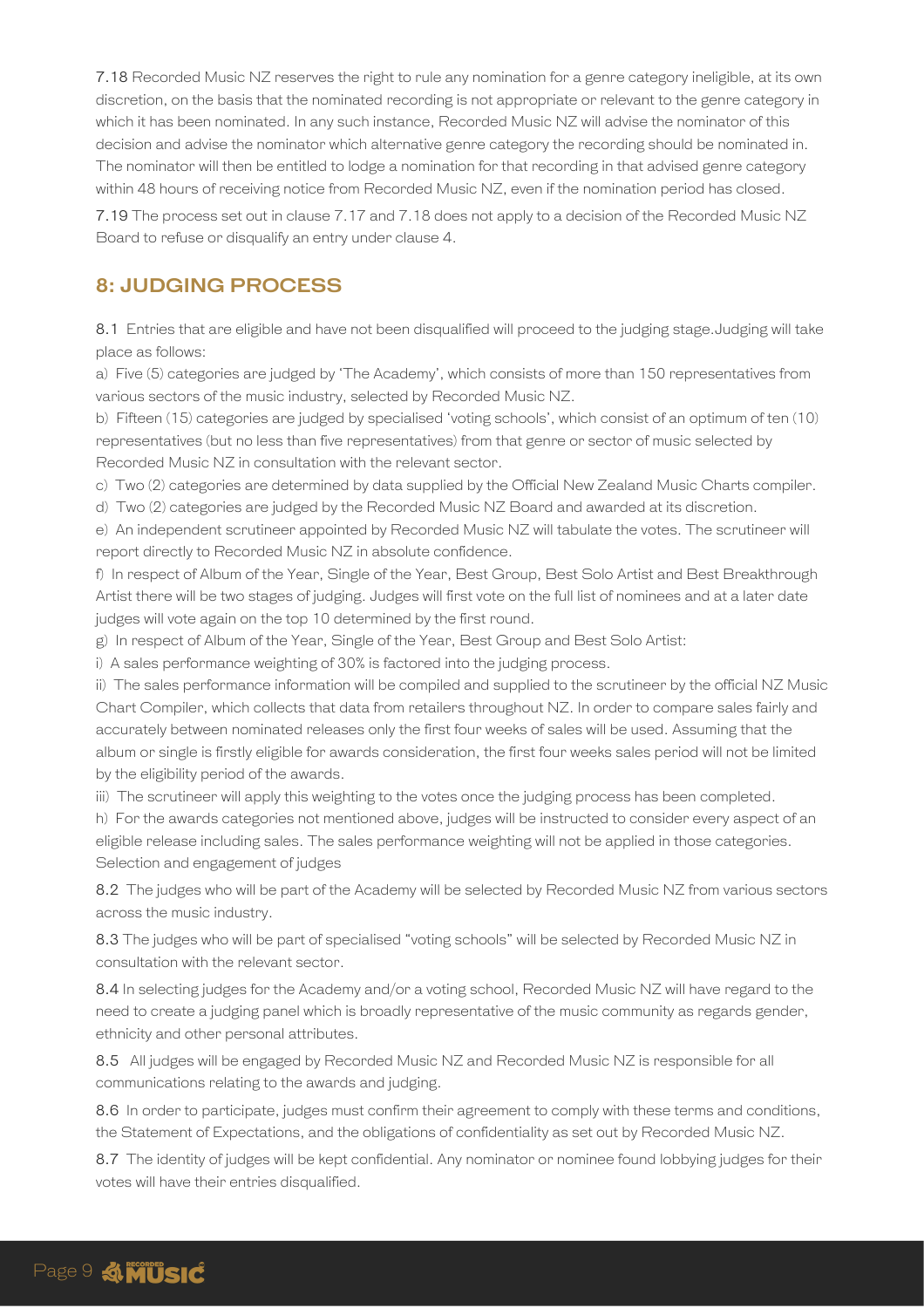7.18 Recorded Music NZ reserves the right to rule any nomination for a genre category ineligible, at its own discretion, on the basis that the nominated recording is not appropriate or relevant to the genre category in which it has been nominated. In any such instance, Recorded Music NZ will advise the nominator of this decision and advise the nominator which alternative genre category the recording should be nominated in. The nominator will then be entitled to lodge a nomination for that recording in that advised genre category within 48 hours of receiving notice from Recorded Music NZ, even if the nomination period has closed.

7.19 The process set out in clause 7.17 and 7.18 does not apply to a decision of the Recorded Music NZ Board to refuse or disqualify an entry under clause 4.

## 8: JUDGING PROCESS

8.1 Entries that are eligible and have not been disqualified will proceed to the judging stage.Judging will take place as follows:

a) Five (5) categories are judged by 'The Academy', which consists of more than 150 representatives from various sectors of the music industry, selected by Recorded Music NZ.

b) Fifteen (15) categories are judged by specialised 'voting schools', which consist of an optimum of ten (10) representatives (but no less than five representatives) from that genre or sector of music selected by Recorded Music NZ in consultation with the relevant sector.

c) Two (2) categories are determined by data supplied by the Official New Zealand Music Charts compiler.

d) Two (2) categories are judged by the Recorded Music NZ Board and awarded at its discretion.

e) An independent scrutineer appointed by Recorded Music NZ will tabulate the votes. The scrutineer will report directly to Recorded Music NZ in absolute confidence.

f) In respect of Album of the Year, Single of the Year, Best Group, Best Solo Artist and Best Breakthrough Artist there will be two stages of judging. Judges will first vote on the full list of nominees and at a later date judges will vote again on the top 10 determined by the first round.

g) In respect of Album of the Year, Single of the Year, Best Group and Best Solo Artist:

i) A sales performance weighting of 30% is factored into the judging process.

ii) The sales performance information will be compiled and supplied to the scrutineer by the official NZ Music Chart Compiler, which collects that data from retailers throughout NZ. In order to compare sales fairly and accurately between nominated releases only the first four weeks of sales will be used. Assuming that the album or single is firstly eligible for awards consideration, the first four weeks sales period will not be limited by the eligibility period of the awards.

iii) The scrutineer will apply this weighting to the votes once the judging process has been completed.

h) For the awards categories not mentioned above, judges will be instructed to consider every aspect of an eligible release including sales. The sales performance weighting will not be applied in those categories.

Selection and engagement of judges

8.2 The judges who will be part of the Academy will be selected by Recorded Music NZ from various sectors across the music industry.

8.3 The judges who will be part of specialised "voting schools" will be selected by Recorded Music NZ in consultation with the relevant sector.

8.4 In selecting judges for the Academy and/or a voting school, Recorded Music NZ will have regard to the need to create a judging panel which is broadly representative of the music community as regards gender, ethnicity and other personal attributes.

8.5 All judges will be engaged by Recorded Music NZ and Recorded Music NZ is responsible for all communications relating to the awards and judging.

8.6 In order to participate, judges must confirm their agreement to comply with these terms and conditions, the Statement of Expectations, and the obligations of confidentiality as set out by Recorded Music NZ.

8.7 The identity of judges will be kept confidential. Any nominator or nominee found lobbying judges for their votes will have their entries disqualified.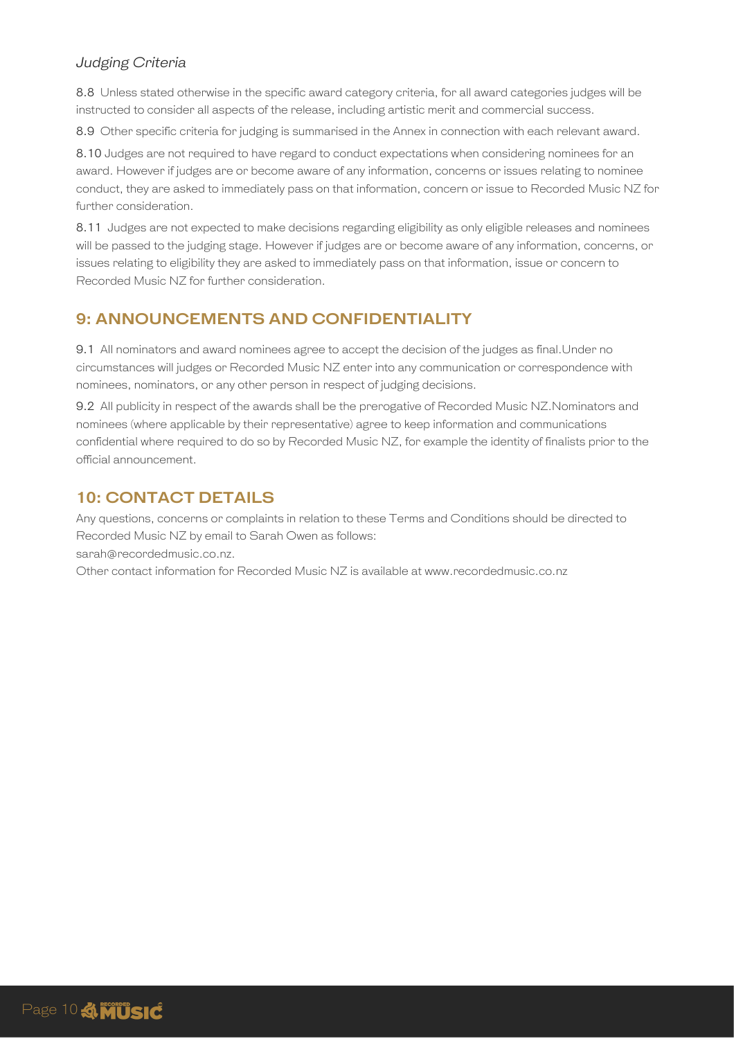### *Judging Criteria*

8.8 Unless stated otherwise in the specific award category criteria, for all award categories judges will be instructed to consider all aspects of the release, including artistic merit and commercial success.

8.9 Other specific criteria for judging is summarised in the Annex in connection with each relevant award.

8.10 Judges are not required to have regard to conduct expectations when considering nominees for an award. However if judges are or become aware of any information, concerns or issues relating to nominee conduct, they are asked to immediately pass on that information, concern or issue to Recorded Music NZ for further consideration.

8.11 Judges are not expected to make decisions regarding eligibility as only eligible releases and nominees will be passed to the judging stage. However if judges are or become aware of any information, concerns, or issues relating to eligibility they are asked to immediately pass on that information, issue or concern to Recorded Music NZ for further consideration.

## 9: ANNOUNCEMENTS AND CONFIDENTIALITY

9.1 All nominators and award nominees agree to accept the decision of the judges as final.Under no circumstances will judges or Recorded Music NZ enter into any communication or correspondence with nominees, nominators, or any other person in respect of judging decisions.

9.2 All publicity in respect of the awards shall be the prerogative of Recorded Music NZ.Nominators and nominees (where applicable by their representative) agree to keep information and communications confidential where required to do so by Recorded Music NZ, for example the identity of finalists prior to the official announcement.

## 10: CONTACT DETAILS

Any questions, concerns or complaints in relation to these Terms and Conditions should be directed to Recorded Music NZ by email to Sarah Owen as follows:
sarah@recordedmusic.co.nz.
Other contact information for Recorded Music NZ is available at www.recordedmusic.co.nz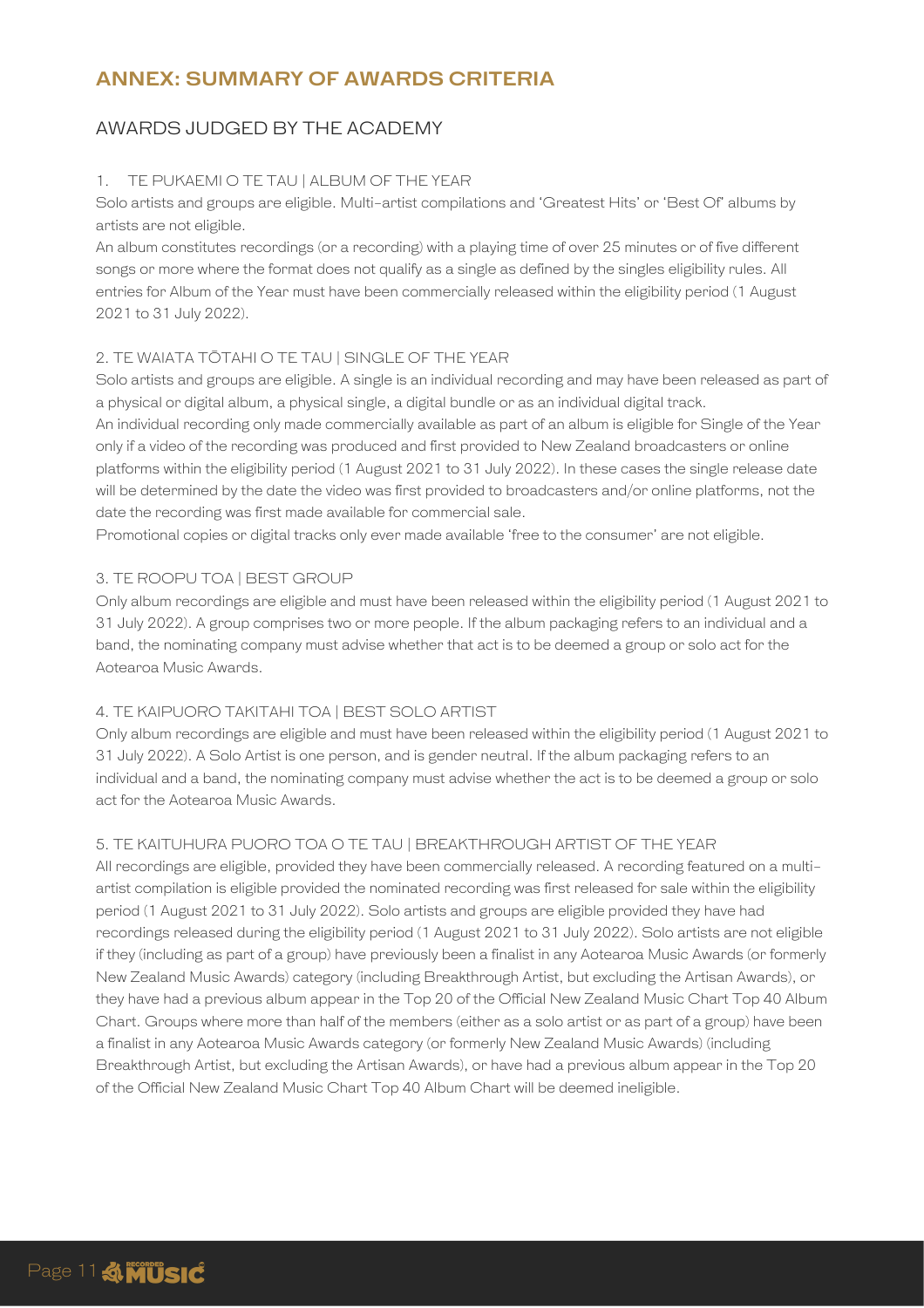# ANNEX: SUMMARY OF AWARDS CRITERIA

## AWARDS JUDGED BY THE ACADEMY

### 1. TE PUKAEMI O TE TAU | ALBUM OF THE YEAR

Solo artists and groups are eligible. Multi-artist compilations and 'Greatest Hits' or 'Best Of' albums by artists are not eligible.

An album constitutes recordings (or a recording) with a playing time of over 25 minutes or of five different songs or more where the format does not qualify as a single as defined by the singles eligibility rules. All entries for Album of the Year must have been commercially released within the eligibility period (1 August 2021 to 31 July 2022).

### 2. TE WAIATA TŌTAHI O TE TAU | SINGLE OF THE YEAR

Solo artists and groups are eligible. A single is an individual recording and may have been released as part of a physical or digital album, a physical single, a digital bundle or as an individual digital track.

An individual recording only made commercially available as part of an album is eligible for Single of the Year only if a video of the recording was produced and first provided to New Zealand broadcasters or online platforms within the eligibility period (1 August 2021 to 31 July 2022). In these cases the single release date will be determined by the date the video was first provided to broadcasters and/or online platforms, not the date the recording was first made available for commercial sale.

Promotional copies or digital tracks only ever made available 'free to the consumer' are not eligible.

### 3. TE ROOPU TOA | BEST GROUP

Only album recordings are eligible and must have been released within the eligibility period (1 August 2021 to 31 July 2022). A group comprises two or more people. If the album packaging refers to an individual and a band, the nominating company must advise whether that act is to be deemed a group or solo act for the Aotearoa Music Awards.

### 4. TE KAIPUORO TAKITAHI TOA | BEST SOLO ARTIST

Only album recordings are eligible and must have been released within the eligibility period (1 August 2021 to 31 July 2022). A Solo Artist is one person, and is gender neutral. If the album packaging refers to an individual and a band, the nominating company must advise whether the act is to be deemed a group or solo act for the Aotearoa Music Awards.

### 5. TE KAITUHURA PUORO TOA O TE TAU | BREAKTHROUGH ARTIST OF THE YEAR

All recordings are eligible, provided they have been commercially released. A recording featured on a multi-artist compilation is eligible provided the nominated recording was first released for sale within the eligibility period (1 August 2021 to 31 July 2022). Solo artists and groups are eligible provided they have had recordings released during the eligibility period (1 August 2021 to 31 July 2022). Solo artists are not eligible if they (including as part of a group) have previously been a finalist in any Aotearoa Music Awards (or formerly New Zealand Music Awards) category (including Breakthrough Artist, but excluding the Artisan Awards), or they have had a previous album appear in the Top 20 of the Official New Zealand Music Chart Top 40 Album Chart. Groups where more than half of the members (either as a solo artist or as part of a group) have been a finalist in any Aotearoa Music Awards category (or formerly New Zealand Music Awards) (including Breakthrough Artist, but excluding the Artisan Awards), or have had a previous album appear in the Top 20 of the Official New Zealand Music Chart Top 40 Album Chart will be deemed ineligible.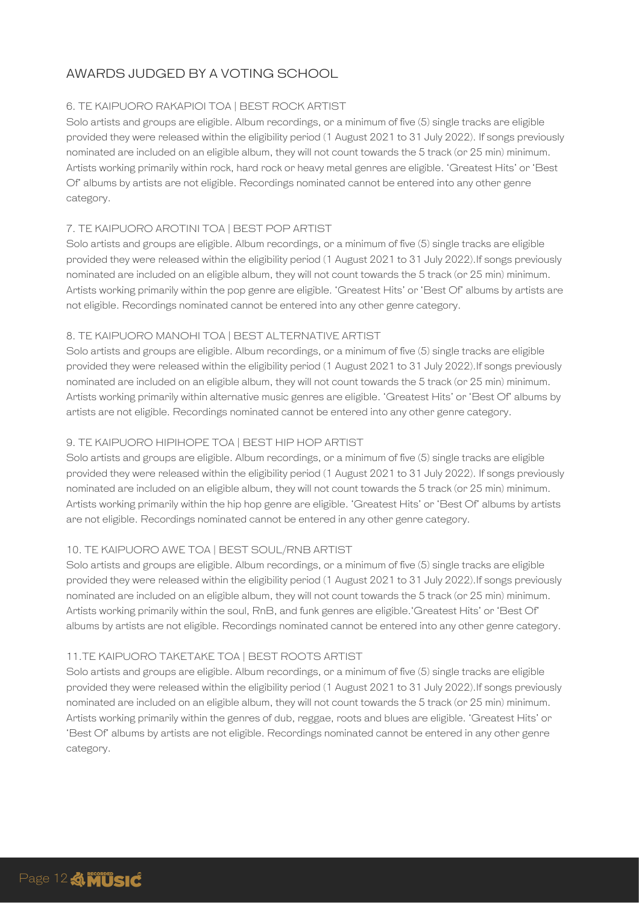## AWARDS JUDGED BY A VOTING SCHOOL

### 6. TE KAIPUORO RAKAPIOI TOA | BEST ROCK ARTIST

Solo artists and groups are eligible. Album recordings, or a minimum of five (5) single tracks are eligible provided they were released within the eligibility period (1 August 2021 to 31 July 2022). If songs previously nominated are included on an eligible album, they will not count towards the 5 track (or 25 min) minimum. Artists working primarily within rock, hard rock or heavy metal genres are eligible. 'Greatest Hits' or 'Best Of' albums by artists are not eligible. Recordings nominated cannot be entered into any other genre category.

### 7. TE KAIPUORO AROTINI TOA | BEST POP ARTIST

Solo artists and groups are eligible. Album recordings, or a minimum of five (5) single tracks are eligible provided they were released within the eligibility period (1 August 2021 to 31 July 2022).If songs previously nominated are included on an eligible album, they will not count towards the 5 track (or 25 min) minimum. Artists working primarily within the pop genre are eligible. 'Greatest Hits' or 'Best Of' albums by artists are not eligible. Recordings nominated cannot be entered into any other genre category.

### 8. TE KAIPUORO MANOHI TOA | BEST ALTERNATIVE ARTIST

Solo artists and groups are eligible. Album recordings, or a minimum of five (5) single tracks are eligible provided they were released within the eligibility period (1 August 2021 to 31 July 2022).If songs previously nominated are included on an eligible album, they will not count towards the 5 track (or 25 min) minimum. Artists working primarily within alternative music genres are eligible. 'Greatest Hits' or 'Best Of' albums by artists are not eligible. Recordings nominated cannot be entered into any other genre category.

### 9. TE KAIPUORO HIPIHOPE TOA | BEST HIP HOP ARTIST

Solo artists and groups are eligible. Album recordings, or a minimum of five (5) single tracks are eligible provided they were released within the eligibility period (1 August 2021 to 31 July 2022). If songs previously nominated are included on an eligible album, they will not count towards the 5 track (or 25 min) minimum. Artists working primarily within the hip hop genre are eligible. 'Greatest Hits' or 'Best Of' albums by artists are not eligible. Recordings nominated cannot be entered in any other genre category.

### 10. TE KAIPUORO AWE TOA | BEST SOUL/RNB ARTIST

Solo artists and groups are eligible. Album recordings, or a minimum of five (5) single tracks are eligible provided they were released within the eligibility period (1 August 2021 to 31 July 2022).If songs previously nominated are included on an eligible album, they will not count towards the 5 track (or 25 min) minimum. Artists working primarily within the soul, RnB, and funk genres are eligible.'Greatest Hits' or 'Best Of' albums by artists are not eligible. Recordings nominated cannot be entered into any other genre category.

### 11.TE KAIPUORO TAKETAKE TOA | BEST ROOTS ARTIST

Solo artists and groups are eligible. Album recordings, or a minimum of five (5) single tracks are eligible provided they were released within the eligibility period (1 August 2021 to 31 July 2022).If songs previously nominated are included on an eligible album, they will not count towards the 5 track (or 25 min) minimum. Artists working primarily within the genres of dub, reggae, roots and blues are eligible. 'Greatest Hits' or 'Best Of' albums by artists are not eligible. Recordings nominated cannot be entered in any other genre category.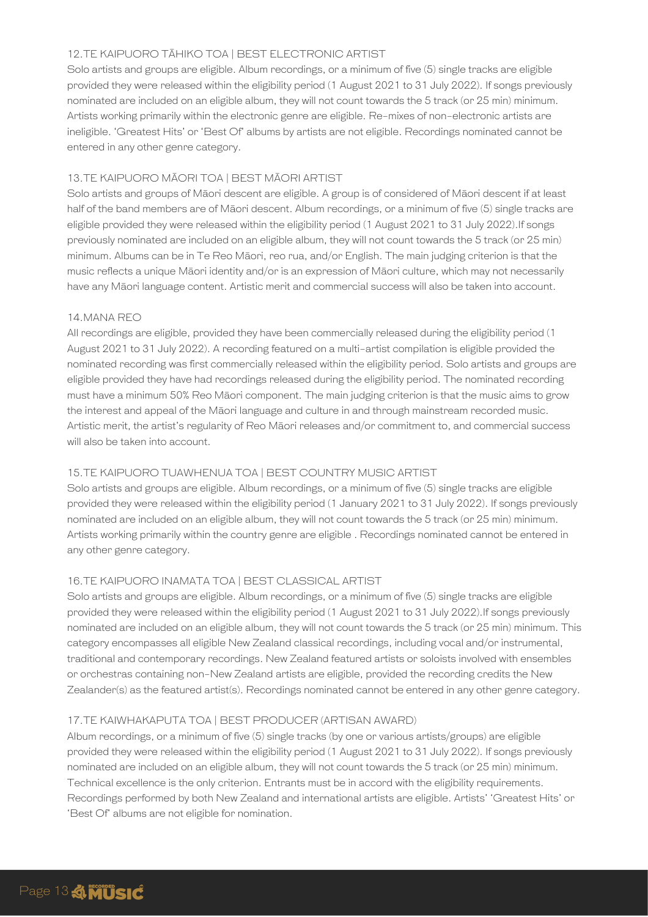### 12. TE KAIPUORO TĀHIKO TOA | BEST ELECTRONIC ARTIST

Solo artists and groups are eligible. Album recordings, or a minimum of five (5) single tracks are eligible provided they were released within the eligibility period (1 August 2021 to 31 July 2022). If songs previously nominated are included on an eligible album, they will not count towards the 5 track (or 25 min) minimum. Artists working primarily within the electronic genre are eligible. Re-mixes of non-electronic artists are ineligible. 'Greatest Hits' or 'Best Of' albums by artists are not eligible. Recordings nominated cannot be entered in any other genre category.

### 13. TE KAIPUORO MĀORI TOA | BEST MĀORI ARTIST

Solo artists and groups of Māori descent are eligible. A group is of considered of Māori descent if at least half of the band members are of Māori descent. Album recordings, or a minimum of five (5) single tracks are eligible provided they were released within the eligibility period (1 August 2021 to 31 July 2022).If songs previously nominated are included on an eligible album, they will not count towards the 5 track (or 25 min) minimum. Albums can be in Te Reo Māori, reo rua, and/or English. The main judging criterion is that the music reflects a unique Māori identity and/or is an expression of Māori culture, which may not necessarily have any Māori language content. Artistic merit and commercial success will also be taken into account.

### 14. MANA REO

All recordings are eligible, provided they have been commercially released during the eligibility period (1 August 2021 to 31 July 2022). A recording featured on a multi-artist compilation is eligible provided the nominated recording was first commercially released within the eligibility period. Solo artists and groups are eligible provided they have had recordings released during the eligibility period. The nominated recording must have a minimum 50% Reo Māori component. The main judging criterion is that the music aims to grow the interest and appeal of the Māori language and culture in and through mainstream recorded music. Artistic merit, the artist's regularity of Reo Māori releases and/or commitment to, and commercial success will also be taken into account.

### 15. TE KAIPUORO TUAWHENUA TOA | BEST COUNTRY MUSIC ARTIST

Solo artists and groups are eligible. Album recordings, or a minimum of five (5) single tracks are eligible provided they were released within the eligibility period (1 January 2021 to 31 July 2022). If songs previously nominated are included on an eligible album, they will not count towards the 5 track (or 25 min) minimum. Artists working primarily within the country genre are eligible . Recordings nominated cannot be entered in any other genre category.

### 16. TE KAIPUORO INAMATA TOA | BEST CLASSICAL ARTIST

Solo artists and groups are eligible. Album recordings, or a minimum of five (5) single tracks are eligible provided they were released within the eligibility period (1 August 2021 to 31 July 2022).If songs previously nominated are included on an eligible album, they will not count towards the 5 track (or 25 min) minimum. This category encompasses all eligible New Zealand classical recordings, including vocal and/or instrumental, traditional and contemporary recordings. New Zealand featured artists or soloists involved with ensembles or orchestras containing non-New Zealand artists are eligible, provided the recording credits the New Zealander(s) as the featured artist(s). Recordings nominated cannot be entered in any other genre category.

### 17. TE KAIWHAKAPUTA TOA | BEST PRODUCER (ARTISAN AWARD)

Album recordings, or a minimum of five (5) single tracks (by one or various artists/groups) are eligible provided they were released within the eligibility period (1 August 2021 to 31 July 2022). If songs previously nominated are included on an eligible album, they will not count towards the 5 track (or 25 min) minimum. Technical excellence is the only criterion. Entrants must be in accord with the eligibility requirements. Recordings performed by both New Zealand and international artists are eligible. Artists' 'Greatest Hits' or 'Best Of' albums are not eligible for nomination.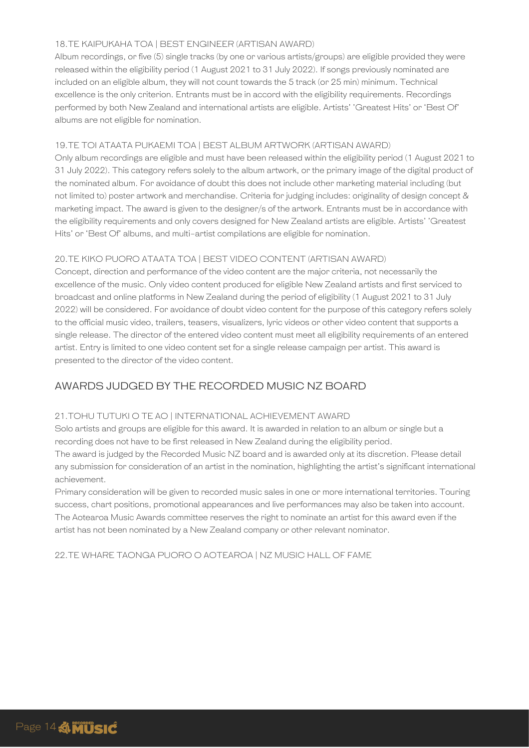### 18. TE KAIPUKAHA TOA | BEST ENGINEER (ARTISAN AWARD)

Album recordings, or five (5) single tracks (by one or various artists/groups) are eligible provided they were released within the eligibility period (1 August 2021 to 31 July 2022). If songs previously nominated are included on an eligible album, they will not count towards the 5 track (or 25 min) minimum. Technical excellence is the only criterion. Entrants must be in accord with the eligibility requirements. Recordings performed by both New Zealand and international artists are eligible. Artists' 'Greatest Hits' or 'Best Of' albums are not eligible for nomination.

### 19. TE TOI ATAATA PUKAEMI TOA | BEST ALBUM ARTWORK (ARTISAN AWARD)

Only album recordings are eligible and must have been released within the eligibility period (1 August 2021 to 31 July 2022). This category refers solely to the album artwork, or the primary image of the digital product of the nominated album. For avoidance of doubt this does not include other marketing material including (but not limited to) poster artwork and merchandise. Criteria for judging includes: originality of design concept & marketing impact. The award is given to the designer/s of the artwork. Entrants must be in accordance with the eligibility requirements and only covers designed for New Zealand artists are eligible. Artists' 'Greatest Hits' or 'Best Of' albums, and multi-artist compilations are eligible for nomination.

### 20. TE KIKO PUORO ATAATA TOA | BEST VIDEO CONTENT (ARTISAN AWARD)

Concept, direction and performance of the video content are the major criteria, not necessarily the excellence of the music. Only video content produced for eligible New Zealand artists and first serviced to broadcast and online platforms in New Zealand during the period of eligibility (1 August 2021 to 31 July 2022) will be considered. For avoidance of doubt video content for the purpose of this category refers solely to the official music video, trailers, teasers, visualizers, lyric videos or other video content that supports a single release. The director of the entered video content must meet all eligibility requirements of an entered artist. Entry is limited to one video content set for a single release campaign per artist. This award is presented to the director of the video content.

## AWARDS JUDGED BY THE RECORDED MUSIC NZ BOARD

### 21. TOHU TUTUKI O TE AO | INTERNATIONAL ACHIEVEMENT AWARD

Solo artists and groups are eligible for this award. It is awarded in relation to an album or single but a recording does not have to be first released in New Zealand during the eligibility period.

The award is judged by the Recorded Music NZ board and is awarded only at its discretion. Please detail any submission for consideration of an artist in the nomination, highlighting the artist's significant international achievement.

Primary consideration will be given to recorded music sales in one or more international territories. Touring success, chart positions, promotional appearances and live performances may also be taken into account. The Aotearoa Music Awards committee reserves the right to nominate an artist for this award even if the artist has not been nominated by a New Zealand company or other relevant nominator.

### 22. TE WHARE TAONGA PUORO O AOTEAROA | NZ MUSIC HALL OF FAME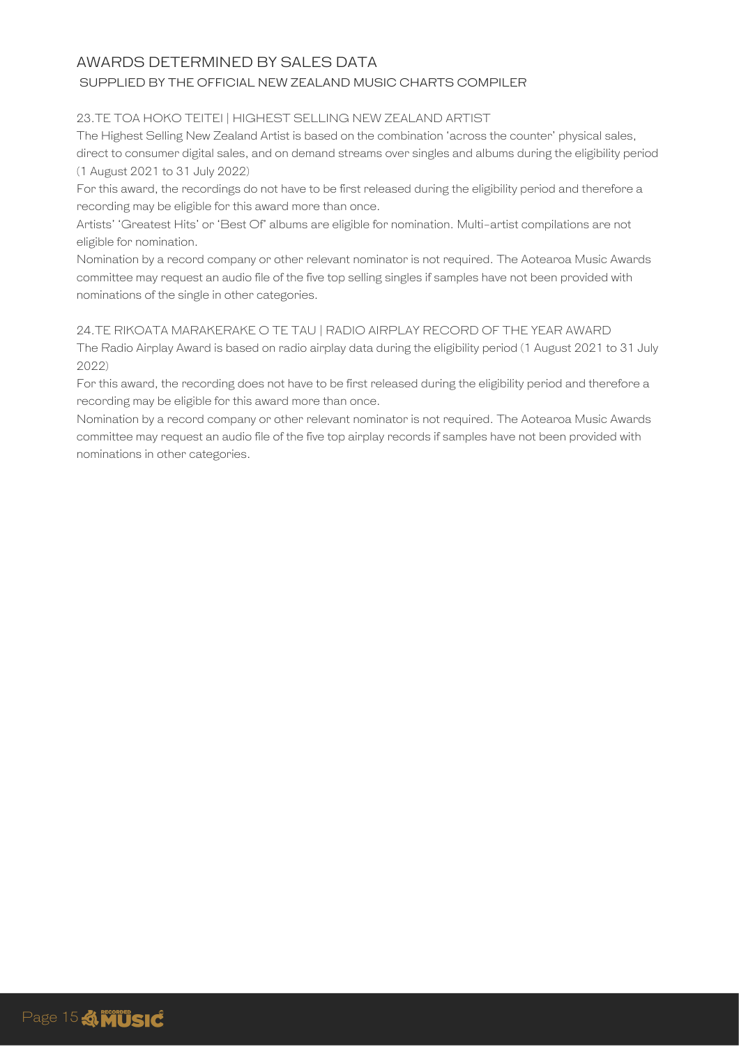## AWARDS DETERMINED BY SALES DATA

### SUPPLIED BY THE OFFICIAL NEW ZEALAND MUSIC CHARTS COMPILER

#### 23. TE TOA HOKO TEITEI | HIGHEST SELLING NEW ZEALAND ARTIST

The Highest Selling New Zealand Artist is based on the combination 'across the counter' physical sales, direct to consumer digital sales, and on demand streams over singles and albums during the eligibility period (1 August 2021 to 31 July 2022)

For this award, the recordings do not have to be first released during the eligibility period and therefore a recording may be eligible for this award more than once.

Artists' 'Greatest Hits' or 'Best Of' albums are eligible for nomination. Multi-artist compilations are not eligible for nomination.

Nomination by a record company or other relevant nominator is not required. The Aotearoa Music Awards committee may request an audio file of the five top selling singles if samples have not been provided with nominations of the single in other categories.

#### 24. TE RIKOATA MARAKERAKE O TE TAU | RADIO AIRPLAY RECORD OF THE YEAR AWARD

The Radio Airplay Award is based on radio airplay data during the eligibility period (1 August 2021 to 31 July 2022)

For this award, the recording does not have to be first released during the eligibility period and therefore a recording may be eligible for this award more than once.

Nomination by a record company or other relevant nominator is not required. The Aotearoa Music Awards committee may request an audio file of the five top airplay records if samples have not been provided with nominations in other categories.